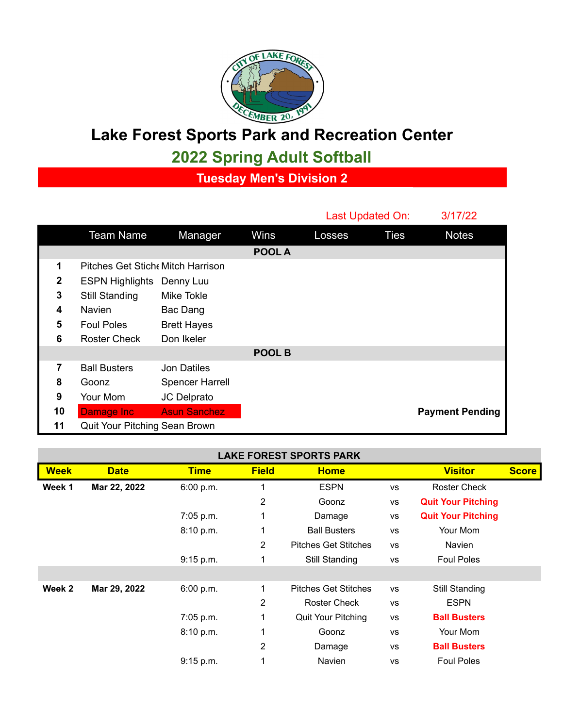# Lake Forest Sports Park and Recreation Center

## 2022 Spring Adult Softball

### Tuesday Men's Division 2

Last Updated On: 3/17/22

| | Team Name | Manager | Wins | Losses | Ties | Notes |
|---|---|---|---|---|---|---|
| | | | **POOL A** | | | |
| **1** | Pitches Get Stiche | Mitch Harrison | | | | |
| **2** | ESPN Highlights | Denny Luu | | | | |
| **3** | Still Standing | Mike Tokle | | | | |
| **4** | Navien | Bac Dang | | | | |
| **5** | Foul Poles | Brett Hayes | | | | |
| **6** | Roster Check | Don Ikeler | | | | |
| | | | **POOL B** | | | |
| **7** | Ball Busters | Jon Datiles | | | | |
| **8** | Goonz | Spencer Harrell | | | | |
| **9** | Your Mom | JC Delprato | | | | |
| **10** | Damage Inc | Asun Sanchez | | | | **Payment Pending** |
| **11** | Quit Your Pitching | Sean Brown | | | | |

**LAKE FOREST SPORTS PARK**

| Week | Date | Time | Field | Home | | Visitor | Score |
|---|---|---|---|---|---|---|---|
| **Week 1** | **Mar 22, 2022** | 6:00 p.m. | 1 | ESPN | vs | Roster Check | |
| | | | 2 | Goonz | vs | **Quit Your Pitching** | |
| | | 7:05 p.m. | 1 | Damage | vs | **Quit Your Pitching** | |
| | | 8:10 p.m. | 1 | Ball Busters | vs | Your Mom | |
| | | | 2 | Pitches Get Stitches | vs | Navien | |
| | | 9:15 p.m. | 1 | Still Standing | vs | Foul Poles | |
| | | | | | | | |
| **Week 2** | **Mar 29, 2022** | 6:00 p.m. | 1 | Pitches Get Stitches | vs | Still Standing | |
| | | | 2 | Roster Check | vs | ESPN | |
| | | 7:05 p.m. | 1 | Quit Your Pitching | vs | **Ball Busters** | |
| | | 8:10 p.m. | 1 | Goonz | vs | Your Mom | |
| | | | 2 | Damage | vs | **Ball Busters** | |
| | | 9:15 p.m. | 1 | Navien | vs | Foul Poles | |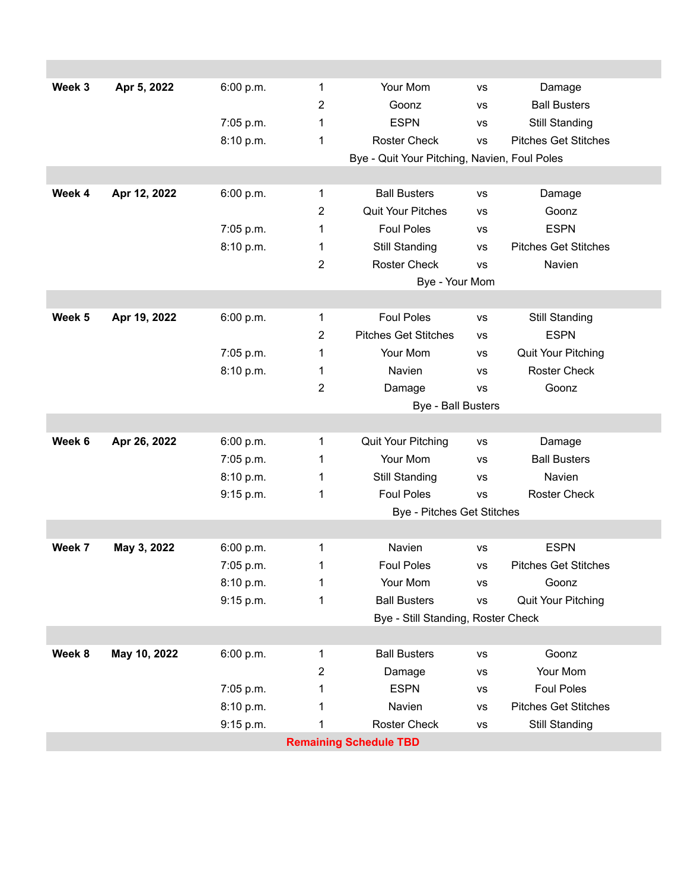| | | | | | | |
|---|---|---|---|---|---|---|
| **Week 3** | **Apr 5, 2022** | 6:00 p.m. | 1 | Your Mom | vs | Damage |
| | | | 2 | Goonz | vs | Ball Busters |
| | | 7:05 p.m. | 1 | ESPN | vs | Still Standing |
| | | 8:10 p.m. | 1 | Roster Check | vs | Pitches Get Stitches |
| | | | | Bye - Quit Your Pitching, Navien, Foul Poles | | |
| | | | | | | |
| **Week 4** | **Apr 12, 2022** | 6:00 p.m. | 1 | Ball Busters | vs | Damage |
| | | | 2 | Quit Your Pitches | vs | Goonz |
| | | 7:05 p.m. | 1 | Foul Poles | vs | ESPN |
| | | 8:10 p.m. | 1 | Still Standing | vs | Pitches Get Stitches |
| | | | 2 | Roster Check | vs | Navien |
| | | | | Bye - Your Mom | | |
| | | | | | | |
| **Week 5** | **Apr 19, 2022** | 6:00 p.m. | 1 | Foul Poles | vs | Still Standing |
| | | | 2 | Pitches Get Stitches | vs | ESPN |
| | | 7:05 p.m. | 1 | Your Mom | vs | Quit Your Pitching |
| | | 8:10 p.m. | 1 | Navien | vs | Roster Check |
| | | | 2 | Damage | vs | Goonz |
| | | | | Bye - Ball Busters | | |
| | | | | | | |
| **Week 6** | **Apr 26, 2022** | 6:00 p.m. | 1 | Quit Your Pitching | vs | Damage |
| | | 7:05 p.m. | 1 | Your Mom | vs | Ball Busters |
| | | 8:10 p.m. | 1 | Still Standing | vs | Navien |
| | | 9:15 p.m. | 1 | Foul Poles | vs | Roster Check |
| | | | | Bye - Pitches Get Stitches | | |
| | | | | | | |
| **Week 7** | **May 3, 2022** | 6:00 p.m. | 1 | Navien | vs | ESPN |
| | | 7:05 p.m. | 1 | Foul Poles | vs | Pitches Get Stitches |
| | | 8:10 p.m. | 1 | Your Mom | vs | Goonz |
| | | 9:15 p.m. | 1 | Ball Busters | vs | Quit Your Pitching |
| | | | | Bye - Still Standing, Roster Check | | |
| | | | | | | |
| **Week 8** | **May 10, 2022** | 6:00 p.m. | 1 | Ball Busters | vs | Goonz |
| | | | 2 | Damage | vs | Your Mom |
| | | 7:05 p.m. | 1 | ESPN | vs | Foul Poles |
| | | 8:10 p.m. | 1 | Navien | vs | Pitches Get Stitches |
| | | 9:15 p.m. | 1 | Roster Check | vs | Still Standing |

**Remaining Schedule TBD**